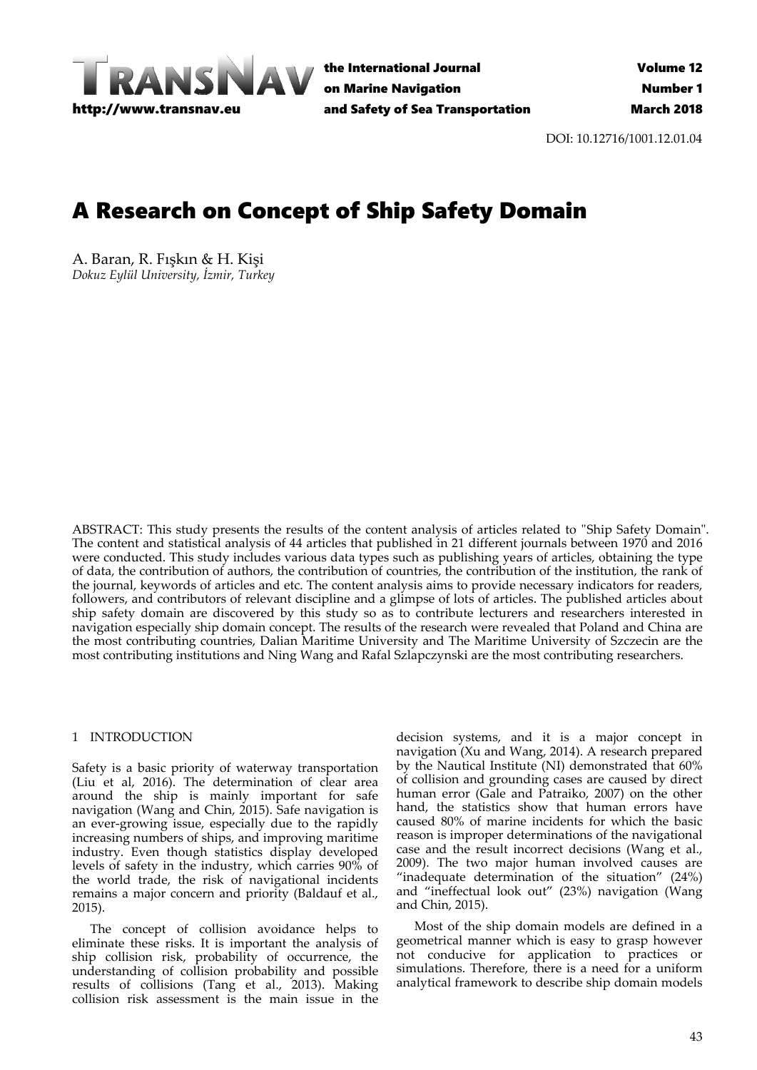DOI: 10.12716/1001.12.01.04

# A Research on Concept of Ship Safety Domain

A. Baran, R. Fışkın & H. Kişi
*Dokuz Eylül University, İzmir, Turkey*

ABSTRACT: This study presents the results of the content analysis of articles related to "Ship Safety Domain". The content and statistical analysis of 44 articles that published in 21 different journals between 1970 and 2016 were conducted. This study includes various data types such as publishing years of articles, obtaining the type of data, the contribution of authors, the contribution of countries, the contribution of the institution, the rank of the journal, keywords of articles and etc. The content analysis aims to provide necessary indicators for readers, followers, and contributors of relevant discipline and a glimpse of lots of articles. The published articles about ship safety domain are discovered by this study so as to contribute lecturers and researchers interested in navigation especially ship domain concept. The results of the research were revealed that Poland and China are the most contributing countries, Dalian Maritime University and The Maritime University of Szczecin are the most contributing institutions and Ning Wang and Rafal Szlapczynski are the most contributing researchers.

## 1 INTRODUCTION

Safety is a basic priority of waterway transportation (Liu et al, 2016). The determination of clear area around the ship is mainly important for safe navigation (Wang and Chin, 2015). Safe navigation is an ever-growing issue, especially due to the rapidly increasing numbers of ships, and improving maritime industry. Even though statistics display developed levels of safety in the industry, which carries 90% of the world trade, the risk of navigational incidents remains a major concern and priority (Baldauf et al., 2015).

The concept of collision avoidance helps to eliminate these risks. It is important the analysis of ship collision risk, probability of occurrence, the understanding of collision probability and possible results of collisions (Tang et al., 2013). Making collision risk assessment is the main issue in the decision systems, and it is a major concept in navigation (Xu and Wang, 2014). A research prepared by the Nautical Institute (NI) demonstrated that 60% of collision and grounding cases are caused by direct human error (Gale and Patraiko, 2007) on the other hand, the statistics show that human errors have caused 80% of marine incidents for which the basic reason is improper determinations of the navigational case and the result incorrect decisions (Wang et al., 2009). The two major human involved causes are "inadequate determination of the situation" (24%) and "ineffectual look out" (23%) navigation (Wang and Chin, 2015).

Most of the ship domain models are defined in a geometrical manner which is easy to grasp however not conducive for application to practices or simulations. Therefore, there is a need for a uniform analytical framework to describe ship domain models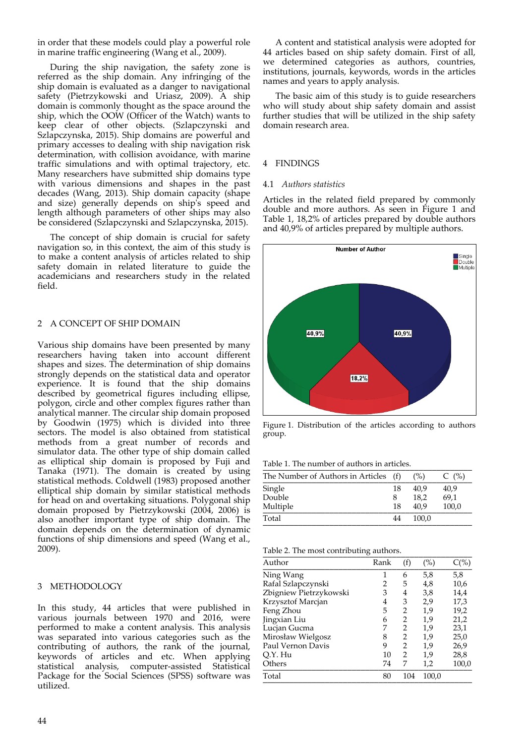in order that these models could play a powerful role in marine traffic engineering (Wang et al., 2009).

During the ship navigation, the safety zone is referred as the ship domain. Any infringing of the ship domain is evaluated as a danger to navigational safety (Pietrzykowski and Uriasz, 2009). A ship domain is commonly thought as the space around the ship, which the OOW (Officer of the Watch) wants to keep clear of other objects. (Szlapczynski and Szlapczynska, 2015). Ship domains are powerful and primary accesses to dealing with ship navigation risk determination, with collision avoidance, with marine traffic simulations and with optimal trajectory, etc. Many researchers have submitted ship domains type with various dimensions and shapes in the past decades (Wang, 2013). Ship domain capacity (shape and size) generally depends on ship's speed and length although parameters of other ships may also be considered (Szlapczynski and Szlapczynska, 2015).

The concept of ship domain is crucial for safety navigation so, in this context, the aim of this study is to make a content analysis of articles related to ship safety domain in related literature to guide the academicians and researchers study in the related field.

## 2 A CONCEPT OF SHIP DOMAIN

Various ship domains have been presented by many researchers having taken into account different shapes and sizes. The determination of ship domains strongly depends on the statistical data and operator experience. It is found that the ship domains described by geometrical figures including ellipse, polygon, circle and other complex figures rather than analytical manner. The circular ship domain proposed by Goodwin (1975) which is divided into three sectors. The model is also obtained from statistical methods from a great number of records and simulator data. The other type of ship domain called as elliptical ship domain is proposed by Fuji and Tanaka (1971). The domain is created by using statistical methods. Coldwell (1983) proposed another elliptical ship domain by similar statistical methods for head on and overtaking situations. Polygonal ship domain proposed by Pietrzykowski (2004, 2006) is also another important type of ship domain. The domain depends on the determination of dynamic functions of ship dimensions and speed (Wang et al., 2009).

## 3 METHODOLOGY

In this study, 44 articles that were published in various journals between 1970 and 2016, were performed to make a content analysis. This analysis was separated into various categories such as the contributing of authors, the rank of the journal, keywords of articles and etc. When applying statistical analysis, computer-assisted Statistical Package for the Social Sciences (SPSS) software was utilized.

A content and statistical analysis were adopted for 44 articles based on ship safety domain. First of all, we determined categories as authors, countries, institutions, journals, keywords, words in the articles names and years to apply analysis.

The basic aim of this study is to guide researchers who will study about ship safety domain and assist further studies that will be utilized in the ship safety domain research area.

## 4 FINDINGS

### 4.1 *Authors statistics*

Articles in the related field prepared by commonly double and more authors. As seen in Figure 1 and Table 1, 18,2% of articles prepared by double authors and 40,9% of articles prepared by multiple authors.

Figure 1. Distribution of the articles according to authors group.

Table 1. The number of authors in articles.

| The Number of Authors in Articles | (f) | (%) | C (%) |
|---|---|---|---|
| Single | 18 | 40,9 | 40,9 |
| Double | 8 | 18,2 | 69,1 |
| Multiple | 18 | 40,9 | 100,0 |
| Total | 44 | 100,0 | |

Table 2. The most contributing authors.

| Author | Rank | (f) | (%) | C(%) |
|---|---|---|---|---|
| Ning Wang | 1 | 6 | 5,8 | 5,8 |
| Rafal Szlapczynski | 2 | 5 | 4,8 | 10,6 |
| Zbigniew Pietrzykowski | 3 | 4 | 3,8 | 14,4 |
| Krzysztof Marcjan | 4 | 3 | 2,9 | 17,3 |
| Feng Zhou | 5 | 2 | 1,9 | 19,2 |
| Jingxian Liu | 6 | 2 | 1,9 | 21,2 |
| Lucjan Gucma | 7 | 2 | 1,9 | 23,1 |
| Mirosław Wielgosz | 8 | 2 | 1,9 | 25,0 |
| Paul Vernon Davis | 9 | 2 | 1,9 | 26,9 |
| Q.Y. Hu | 10 | 2 | 1,9 | 28,8 |
| Others | 74 | 7 | 1,2 | 100,0 |
| Total | 80 | 104 | 100,0 | |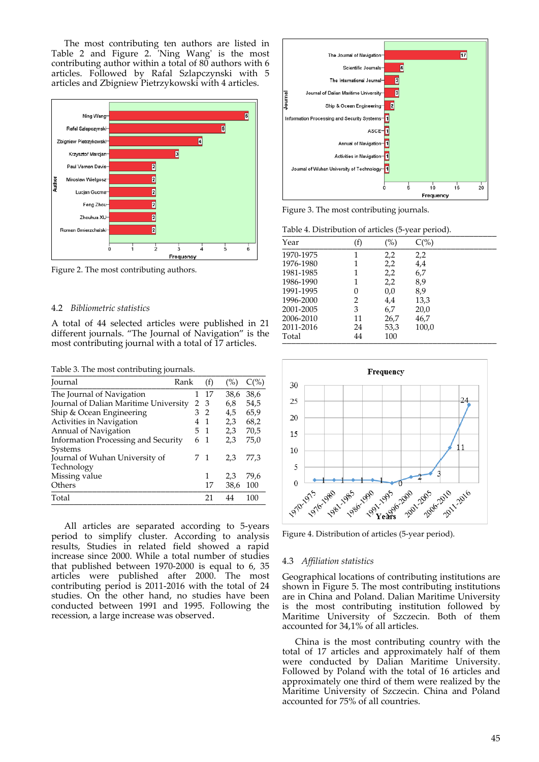The most contributing ten authors are listed in Table 2 and Figure 2. 'Ning Wang' is the most contributing author within a total of 80 authors with 6 articles. Followed by Rafal Szlapczynski with 5 articles and Zbigniew Pietrzykowski with 4 articles.

Figure 2. The most contributing authors.

## 4.2 *Bibliometric statistics*

A total of 44 selected articles were published in 21 different journals. "The Journal of Navigation" is the most contributing journal with a total of 17 articles.

Table 3. The most contributing journals.

| Journal | Rank | (f) | (%) | C(%) |
|---|---|---|---|---|
| The Journal of Navigation | 1 | 17 | 38,6 | 38,6 |
| Journal of Dalian Maritime University | 2 | 3 | 6,8 | 54,5 |
| Ship & Ocean Engineering | 3 | 2 | 4,5 | 65,9 |
| Activities in Navigation | 4 | 1 | 2,3 | 68,2 |
| Annual of Navigation | 5 | 1 | 2,3 | 70,5 |
| Information Processing and Security Systems | 6 | 1 | 2,3 | 75,0 |
| Journal of Wuhan University of Technology | 7 | 1 | 2,3 | 77,3 |
| Missing value | | 1 | 2,3 | 79,6 |
| Others | | 17 | 38,6 | 100 |
| Total | | 21 | 44 | 100 |

All articles are separated according to 5-years period to simplify cluster. According to analysis results, Studies in related field showed a rapid increase since 2000. While a total number of studies that published between 1970-2000 is equal to 6, 35 articles were published after 2000. The most contributing period is 2011-2016 with the total of 24 studies. On the other hand, no studies have been conducted between 1991 and 1995. Following the recession, a large increase was observed.

Figure 3. The most contributing journals.

Table 4. Distribution of articles (5-year period).

| Year | (f) | (%) | C(%) |
|---|---|---|---|
| 1970-1975 | 1 | 2,2 | 2,2 |
| 1976-1980 | 1 | 2,2 | 4,4 |
| 1981-1985 | 1 | 2,2 | 6,7 |
| 1986-1990 | 1 | 2,2 | 8,9 |
| 1991-1995 | 0 | 0,0 | 8,9 |
| 1996-2000 | 2 | 4,4 | 13,3 |
| 2001-2005 | 3 | 6,7 | 20,0 |
| 2006-2010 | 11 | 26,7 | 46,7 |
| 2011-2016 | 24 | 53,3 | 100,0 |
| Total | 44 | 100 | |

Figure 4. Distribution of articles (5-year period).

## 4.3 *Affiliation statistics*

Geographical locations of contributing institutions are shown in Figure 5. The most contributing institutions are in China and Poland. Dalian Maritime University is the most contributing institution followed by Maritime University of Szczecin. Both of them accounted for 34,1% of all articles.

China is the most contributing country with the total of 17 articles and approximately half of them were conducted by Dalian Maritime University. Followed by Poland with the total of 16 articles and approximately one third of them were realized by the Maritime University of Szczecin. China and Poland accounted for 75% of all countries.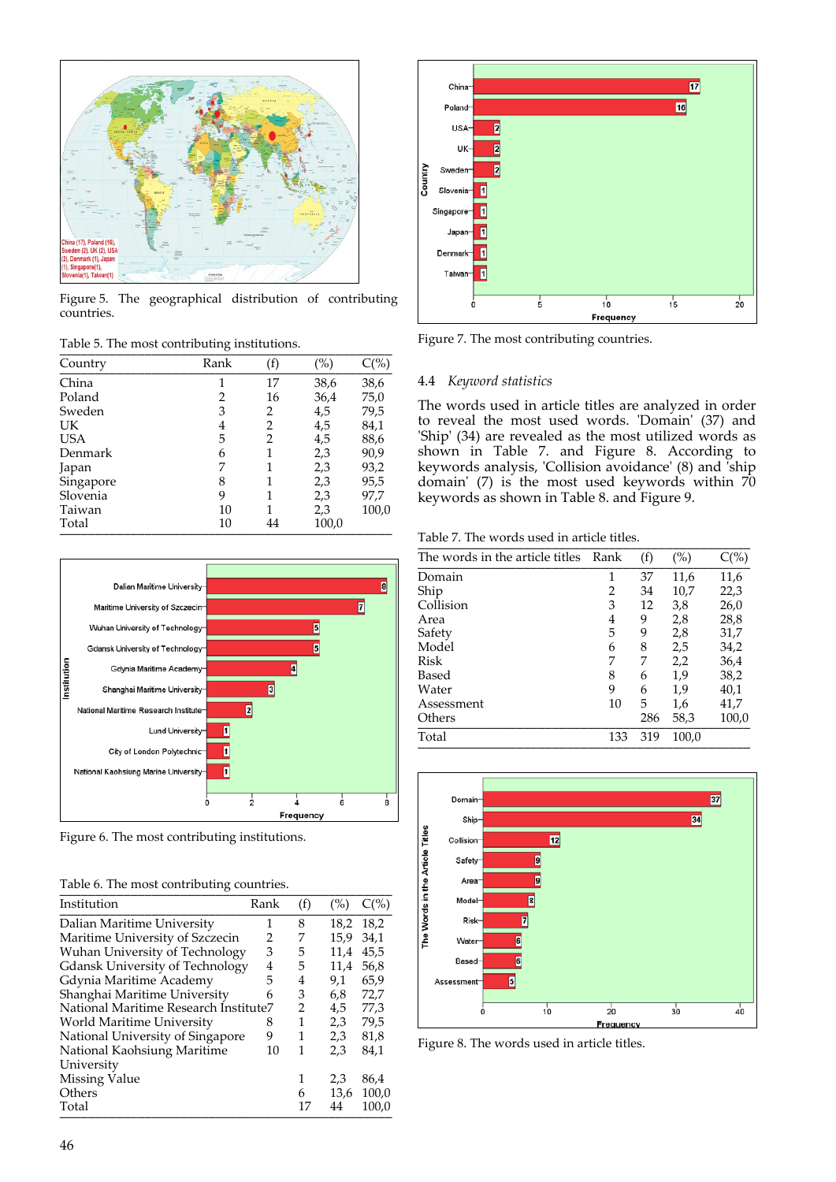Figure 5. The geographical distribution of contributing countries.

Table 5. The most contributing institutions.

| Country | Rank | (f) | (%) | C(%) |
|---|---|---|---|---|
| China | 1 | 17 | 38,6 | 38,6 |
| Poland | 2 | 16 | 36,4 | 75,0 |
| Sweden | 3 | 2 | 4,5 | 79,5 |
| UK | 4 | 2 | 4,5 | 84,1 |
| USA | 5 | 2 | 4,5 | 88,6 |
| Denmark | 6 | 1 | 2,3 | 90,9 |
| Japan | 7 | 1 | 2,3 | 93,2 |
| Singapore | 8 | 1 | 2,3 | 95,5 |
| Slovenia | 9 | 1 | 2,3 | 97,7 |
| Taiwan | 10 | 1 | 2,3 | 100,0 |
| Total | 10 | 44 | 100,0 | |

Figure 6. The most contributing institutions.

Table 6. The most contributing countries.

| Institution | Rank | (f) | (%) | C(%) |
|---|---|---|---|---|
| Dalian Maritime University | 1 | 8 | 18,2 | 18,2 |
| Maritime University of Szczecin | 2 | 7 | 15,9 | 34,1 |
| Wuhan University of Technology | 3 | 5 | 11,4 | 45,5 |
| Gdansk University of Technology | 4 | 5 | 11,4 | 56,8 |
| Gdynia Maritime Academy | 5 | 4 | 9,1 | 65,9 |
| Shanghai Maritime University | 6 | 3 | 6,8 | 72,7 |
| National Maritime Research Institute | 7 | 2 | 4,5 | 77,3 |
| World Maritime University | 8 | 1 | 2,3 | 79,5 |
| National University of Singapore | 9 | 1 | 2,3 | 81,8 |
| National Kaohsiung Maritime University | 10 | 1 | 2,3 | 84,1 |
| Missing Value | | 1 | 2,3 | 86,4 |
| Others | | 6 | 13,6 | 100,0 |
| Total | | 17 | 44 | 100,0 |

Figure 7. The most contributing countries.

## 4.4 *Keyword statistics*

The words used in article titles are analyzed in order to reveal the most used words. 'Domain' (37) and 'Ship' (34) are revealed as the most utilized words as shown in Table 7. and Figure 8. According to keywords analysis, 'Collision avoidance' (8) and 'ship domain' (7) is the most used keywords within 70 keywords as shown in Table 8. and Figure 9.

Table 7. The words used in article titles.

| The words in the article titles | Rank | (f) | (%) | C(%) |
|---|---|---|---|---|
| Domain | 1 | 37 | 11,6 | 11,6 |
| Ship | 2 | 34 | 10,7 | 22,3 |
| Collision | 3 | 12 | 3,8 | 26,0 |
| Area | 4 | 9 | 2,8 | 28,8 |
| Safety | 5 | 9 | 2,8 | 31,7 |
| Model | 6 | 8 | 2,5 | 34,2 |
| Risk | 7 | 7 | 2,2 | 36,4 |
| Based | 8 | 6 | 1,9 | 38,2 |
| Water | 9 | 6 | 1,9 | 40,1 |
| Assessment | 10 | 5 | 1,6 | 41,7 |
| Others | | 286 | 58,3 | 100,0 |
| Total | 133 | 319 | 100,0 | |

Figure 8. The words used in article titles.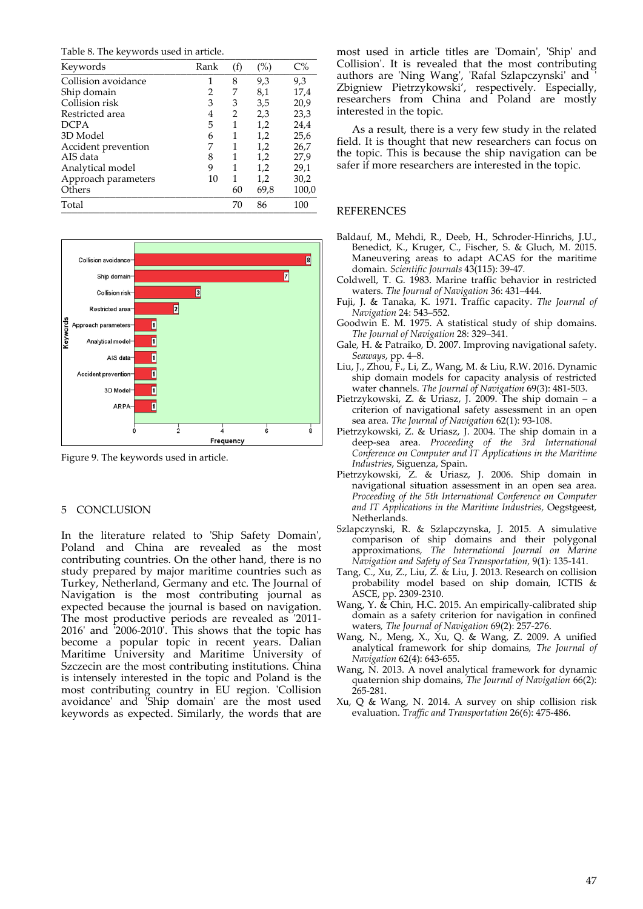Table 8. The keywords used in article.

| Keywords | Rank | (f) | (%) | C% |
|---|---|---|---|---|
| Collision avoidance | 1 | 8 | 9,3 | 9,3 |
| Ship domain | 2 | 7 | 8,1 | 17,4 |
| Collision risk | 3 | 3 | 3,5 | 20,9 |
| Restricted area | 4 | 2 | 2,3 | 23,3 |
| DCPA | 5 | 1 | 1,2 | 24,4 |
| 3D Model | 6 | 1 | 1,2 | 25,6 |
| Accident prevention | 7 | 1 | 1,2 | 26,7 |
| AIS data | 8 | 1 | 1,2 | 27,9 |
| Analytical model | 9 | 1 | 1,2 | 29,1 |
| Approach parameters | 10 | 1 | 1,2 | 30,2 |
| Others | | 60 | 69,8 | 100,0 |
| Total | | 70 | 86 | 100 |

Collision avoidance
Ship domain
Collision risk
Restricted area
Approach parameters
Analytical model
AIS data
Accident prevention
3D Model
ARPA
8
7
3
2
1
1
1
1
1
1
Keywords
0
2
4
6
8
Frequency

Figure 9. The keywords used in article.

## 5 CONCLUSION

In the literature related to 'Ship Safety Domain', Poland and China are revealed as the most contributing countries. On the other hand, there is no study prepared by major maritime countries such as Turkey, Netherland, Germany and etc. The Journal of Navigation is the most contributing journal as expected because the journal is based on navigation. The most productive periods are revealed as '2011-2016' and '2006-2010'. This shows that the topic has become a popular topic in recent years. Dalian Maritime University and Maritime University of Szczecin are the most contributing institutions. China is intensely interested in the topic and Poland is the most contributing country in EU region. 'Collision avoidance' and 'Ship domain' are the most used keywords as expected. Similarly, the words that are most used in article titles are 'Domain', 'Ship' and Collision'. It is revealed that the most contributing authors are 'Ning Wang', 'Rafal Szlapczynski' and ' Zbigniew Pietrzykowski', respectively. Especially, researchers from China and Poland are mostly interested in the topic.

As a result, there is a very few study in the related field. It is thought that new researchers can focus on the topic. This is because the ship navigation can be safer if more researchers are interested in the topic.

## REFERENCES

Baldauf, M., Mehdi, R., Deeb, H., Schroder-Hinrichs, J.U., Benedict, K., Kruger, C., Fischer, S. & Gluch, M. 2015. Maneuvering areas to adapt ACAS for the maritime domain. *Scientific Journals* 43(115): 39-47.

Coldwell, T. G. 1983. Marine traffic behavior in restricted waters. *The Journal of Navigation* 36: 431–444.

Fuji, J. & Tanaka, K. 1971. Traffic capacity. *The Journal of Navigation* 24: 543–552.

Goodwin E. M. 1975. A statistical study of ship domains. *The Journal of Navigation* 28: 329–341.

Gale, H. & Patraiko, D. 2007. Improving navigational safety. *Seaways*, pp. 4–8.

Liu, J., Zhou, F., Li, Z., Wang, M. & Liu, R.W. 2016. Dynamic ship domain models for capacity analysis of restricted water channels. *The Journal of Navigation* 69(3): 481-503.

Pietrzykowski, Z. & Uriasz, J. 2009. The ship domain – a criterion of navigational safety assessment in an open sea area. *The Journal of Navigation* 62(1): 93-108.

Pietrzykowski, Z. & Uriasz, J. 2004. The ship domain in a deep-sea area. *Proceeding of the 3rd International Conference on Computer and IT Applications in the Maritime Industries*, Siguenza, Spain.

Pietrzykowski, Z. & Uriasz, J. 2006. Ship domain in navigational situation assessment in an open sea area. *Proceeding of the 5th International Conference on Computer and IT Applications in the Maritime Industries*, Oegstgeest, Netherlands.

Szlapczynski, R. & Szlapczynska, J. 2015. A simulative comparison of ship domains and their polygonal approximations, *The International Journal on Marine Navigation and Safety of Sea Transportation*, 9(1): 135-141.

Tang, C., Xu, Z., Liu, Z. & Liu, J. 2013. Research on collision probability model based on ship domain, ICTIS & ASCE, pp. 2309-2310.

Wang, Y. & Chin, H.C. 2015. An empirically-calibrated ship domain as a safety criterion for navigation in confined waters, *The Journal of Navigation* 69(2): 257-276.

Wang, N., Meng, X., Xu, Q. & Wang, Z. 2009. A unified analytical framework for ship domains, *The Journal of Navigation* 62(4): 643-655.

Wang, N. 2013. A novel analytical framework for dynamic quaternion ship domains, *The Journal of Navigation* 66(2): 265-281.

Xu, Q & Wang, N. 2014. A survey on ship collision risk evaluation. *Traffic and Transportation* 26(6): 475-486.